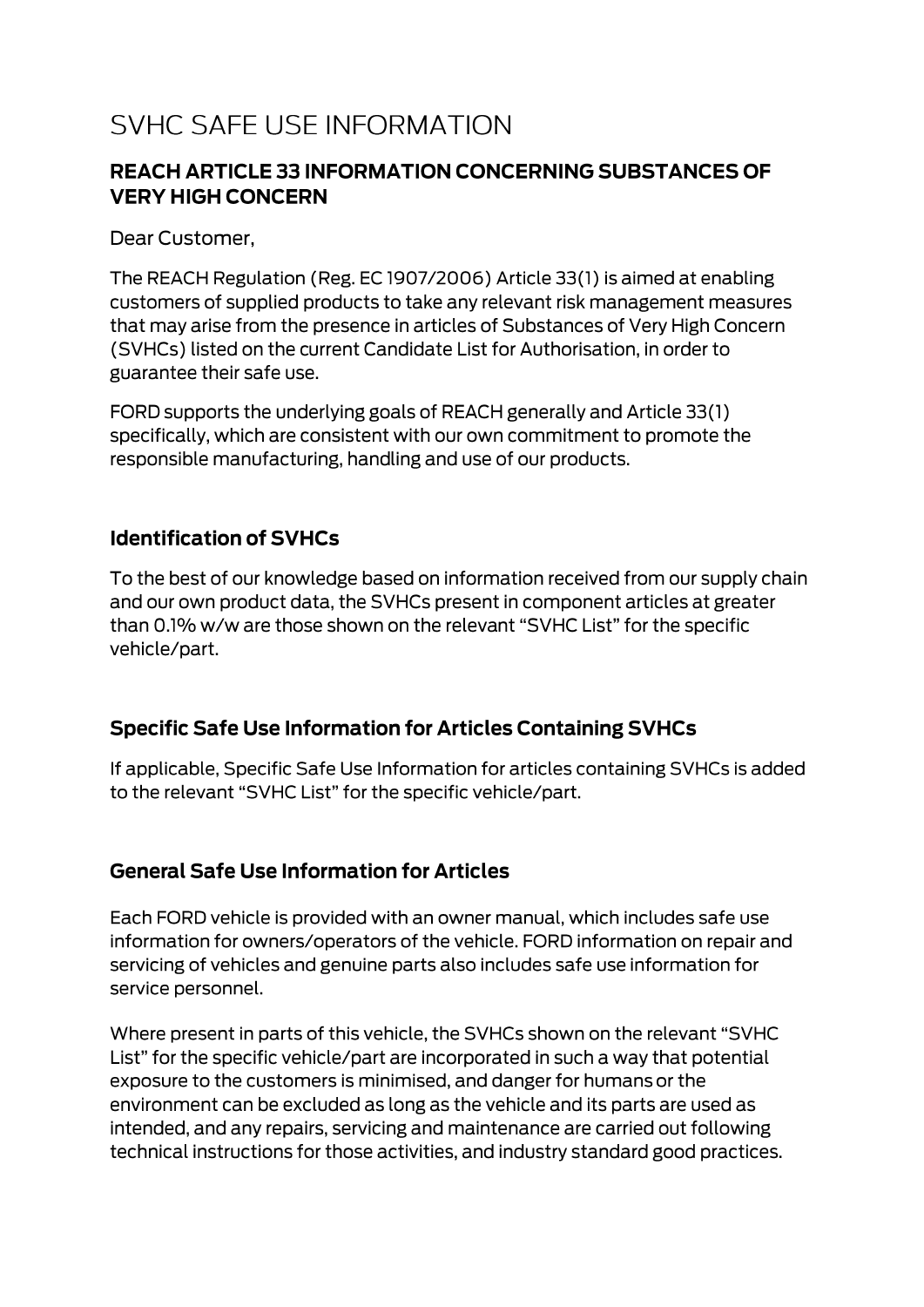# SVHC SAFE USE INFORMATION

## REACH ARTICLE 33 INFORMATION CONCERNING SUBSTANCES OF VERY HIGH CONCERN

Dear Customer,

The REACH Regulation (Reg. EC 1907/2006) Article 33(1) is aimed at enabling customers of supplied products to take any relevant risk management measures that may arise from the presence in articles of Substances of Very High Concern (SVHCs) listed on the current Candidate List for Authorisation, in order to guarantee their safe use.

FORD supports the underlying goals of REACH generally and Article 33(1) specifically, which are consistent with our own commitment to promote the responsible manufacturing, handling and use of our products.

### Identification of SVHCs

To the best of our knowledge based on information received from our supply chain and our own product data, the SVHCs present in component articles at greater than 0.1% w/w are those shown on the relevant “SVHC List” for the specific vehicle/part.

### Specific Safe Use Information for Articles Containing SVHCs

If applicable, Specific Safe Use Information for articles containing SVHCs is added to the relevant “SVHC List” for the specific vehicle/part.

### General Safe Use Information for Articles

Each FORD vehicle is provided with an owner manual, which includes safe use information for owners/operators of the vehicle. FORD information on repair and servicing of vehicles and genuine parts also includes safe use information for service personnel.

Where present in parts of this vehicle, the SVHCs shown on the relevant “SVHC List” for the specific vehicle/part are incorporated in such a way that potential exposure to the customers is minimised, and danger for humans or the environment can be excluded as long as the vehicle and its parts are used as intended, and any repairs, servicing and maintenance are carried out following technical instructions for those activities, and industry standard good practices.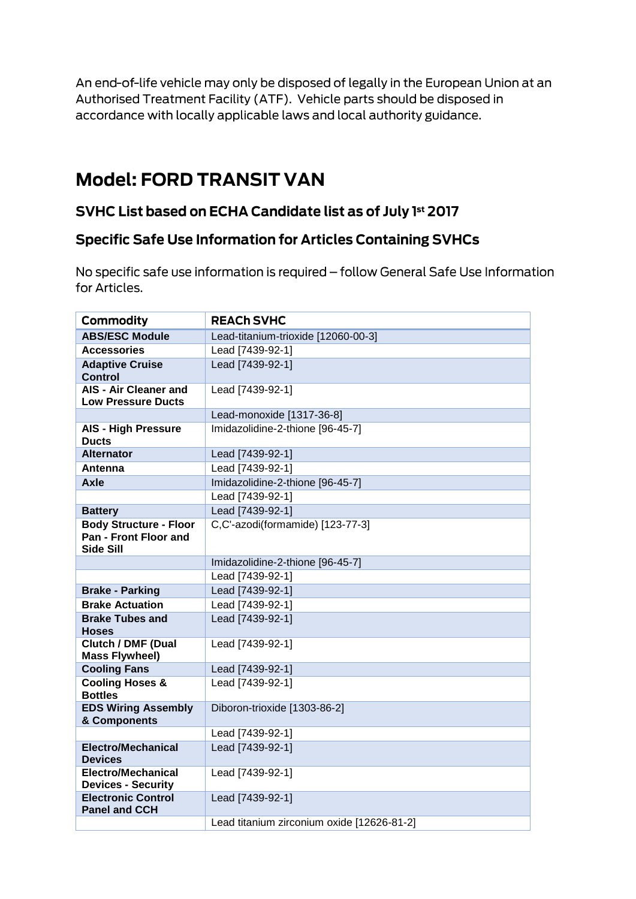An end-of-life vehicle may only be disposed of legally in the European Union at an Authorised Treatment Facility (ATF). Vehicle parts should be disposed in accordance with locally applicable laws and local authority guidance.

# Model: FORD TRANSIT VAN

### SVHC List based on ECHA Candidate list as of July 1st 2017

### Specific Safe Use Information for Articles Containing SVHCs

No specific safe use information is required – follow General Safe Use Information for Articles.

| Commodity | REACh SVHC |
|---|---|
| **ABS/ESC Module** | Lead-titanium-trioxide [12060-00-3] |
| **Accessories** | Lead [7439-92-1] |
| **Adaptive Cruise Control** | Lead [7439-92-1] |
| **AIS - Air Cleaner and Low Pressure Ducts** | Lead [7439-92-1] |
| | Lead-monoxide [1317-36-8] |
| **AIS - High Pressure Ducts** | Imidazolidine-2-thione [96-45-7] |
| **Alternator** | Lead [7439-92-1] |
| **Antenna** | Lead [7439-92-1] |
| **Axle** | Imidazolidine-2-thione [96-45-7] |
| | Lead [7439-92-1] |
| **Battery** | Lead [7439-92-1] |
| **Body Structure - Floor Pan - Front Floor and Side Sill** | C,C'-azodi(formamide) [123-77-3] |
| | Imidazolidine-2-thione [96-45-7] |
| | Lead [7439-92-1] |
| **Brake - Parking** | Lead [7439-92-1] |
| **Brake Actuation** | Lead [7439-92-1] |
| **Brake Tubes and Hoses** | Lead [7439-92-1] |
| **Clutch / DMF (Dual Mass Flywheel)** | Lead [7439-92-1] |
| **Cooling Fans** | Lead [7439-92-1] |
| **Cooling Hoses & Bottles** | Lead [7439-92-1] |
| **EDS Wiring Assembly & Components** | Diboron-trioxide [1303-86-2] |
| | Lead [7439-92-1] |
| **Electro/Mechanical Devices** | Lead [7439-92-1] |
| **Electro/Mechanical Devices - Security** | Lead [7439-92-1] |
| **Electronic Control Panel and CCH** | Lead [7439-92-1] |
| | Lead titanium zirconium oxide [12626-81-2] |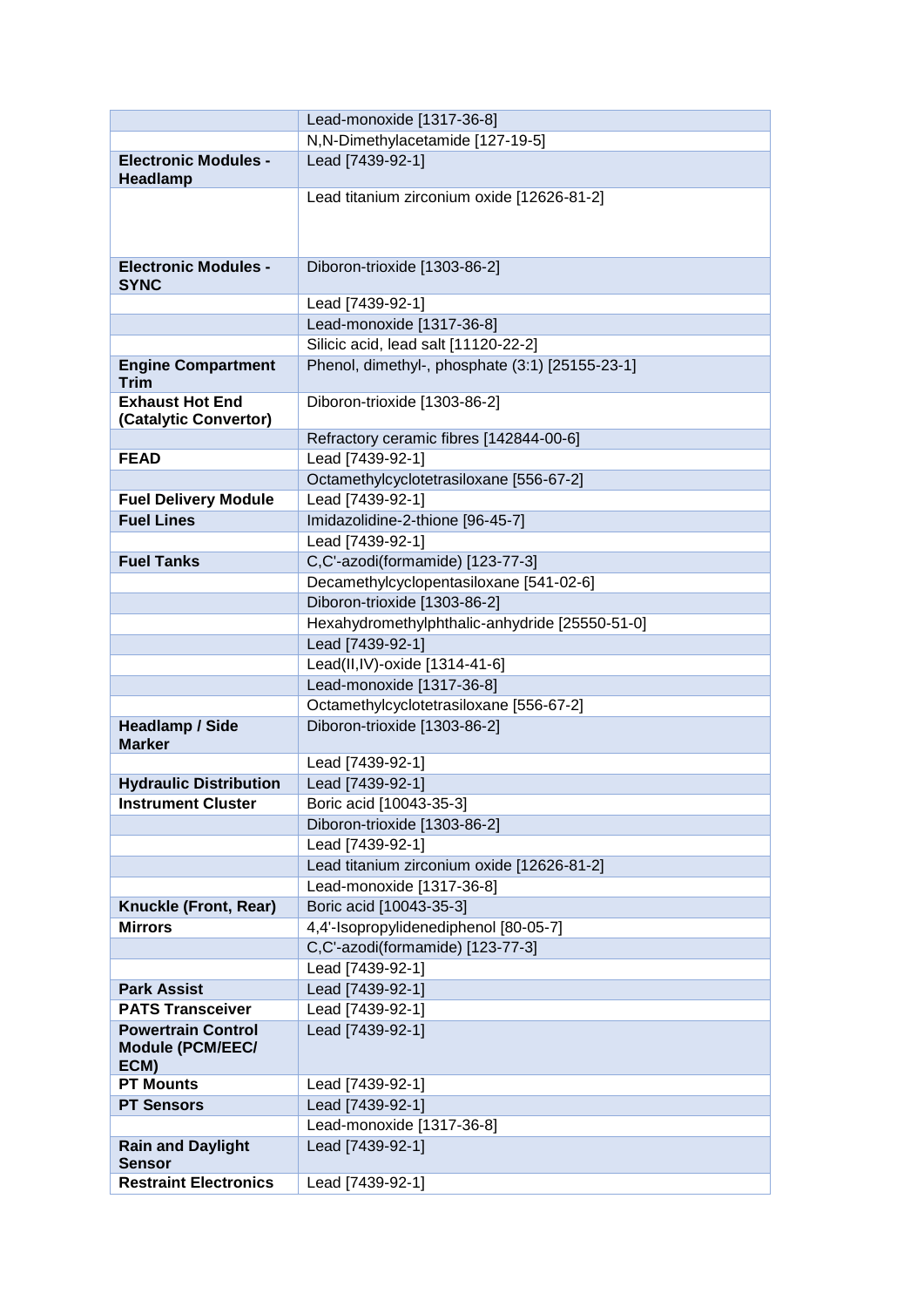| | |
|---|---|
| | Lead-monoxide [1317-36-8] |
| | N,N-Dimethylacetamide [127-19-5] |
| **Electronic Modules - Headlamp** | Lead [7439-92-1] |
| | Lead titanium zirconium oxide [12626-81-2] |
| **Electronic Modules - SYNC** | Diboron-trioxide [1303-86-2] |
| | Lead [7439-92-1] |
| | Lead-monoxide [1317-36-8] |
| | Silicic acid, lead salt [11120-22-2] |
| **Engine Compartment Trim** | Phenol, dimethyl-, phosphate (3:1) [25155-23-1] |
| **Exhaust Hot End (Catalytic Convertor)** | Diboron-trioxide [1303-86-2] |
| | Refractory ceramic fibres [142844-00-6] |
| **FEAD** | Lead [7439-92-1] |
| | Octamethylcyclotetrasiloxane [556-67-2] |
| **Fuel Delivery Module** | Lead [7439-92-1] |
| **Fuel Lines** | Imidazolidine-2-thione [96-45-7] |
| | Lead [7439-92-1] |
| **Fuel Tanks** | C,C'-azodi(formamide) [123-77-3] |
| | Decamethylcyclopentasiloxane [541-02-6] |
| | Diboron-trioxide [1303-86-2] |
| | Hexahydromethylphthalic-anhydride [25550-51-0] |
| | Lead [7439-92-1] |
| | Lead(II,IV)-oxide [1314-41-6] |
| | Lead-monoxide [1317-36-8] |
| | Octamethylcyclotetrasiloxane [556-67-2] |
| **Headlamp / Side Marker** | Diboron-trioxide [1303-86-2] |
| | Lead [7439-92-1] |
| **Hydraulic Distribution** | Lead [7439-92-1] |
| **Instrument Cluster** | Boric acid [10043-35-3] |
| | Diboron-trioxide [1303-86-2] |
| | Lead [7439-92-1] |
| | Lead titanium zirconium oxide [12626-81-2] |
| | Lead-monoxide [1317-36-8] |
| **Knuckle (Front, Rear)** | Boric acid [10043-35-3] |
| **Mirrors** | 4,4'-Isopropylidenediphenol [80-05-7] |
| | C,C'-azodi(formamide) [123-77-3] |
| | Lead [7439-92-1] |
| **Park Assist** | Lead [7439-92-1] |
| **PATS Transceiver** | Lead [7439-92-1] |
| **Powertrain Control Module (PCM/EEC/ ECM)** | Lead [7439-92-1] |
| **PT Mounts** | Lead [7439-92-1] |
| **PT Sensors** | Lead [7439-92-1] |
| | Lead-monoxide [1317-36-8] |
| **Rain and Daylight Sensor** | Lead [7439-92-1] |
| **Restraint Electronics** | Lead [7439-92-1] |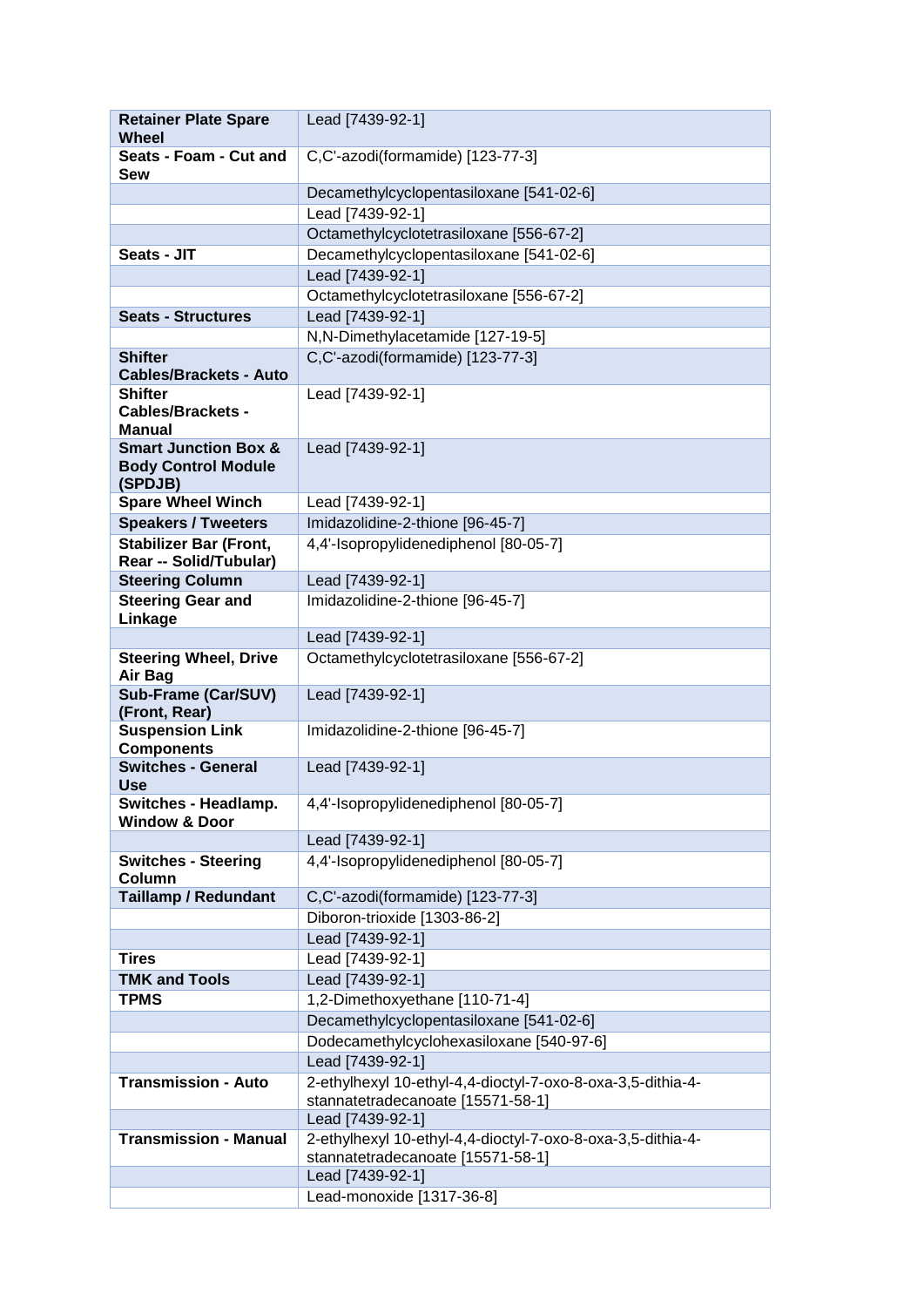| **Retainer Plate Spare Wheel** | Lead [7439-92-1] |
|---|---|
| **Seats - Foam - Cut and Sew** | C,C'-azodi(formamide) [123-77-3] |
| | Decamethylcyclopentasiloxane [541-02-6] |
| | Lead [7439-92-1] |
| | Octamethylcyclotetrasiloxane [556-67-2] |
| **Seats - JIT** | Decamethylcyclopentasiloxane [541-02-6] |
| | Lead [7439-92-1] |
| | Octamethylcyclotetrasiloxane [556-67-2] |
| **Seats - Structures** | Lead [7439-92-1] |
| | N,N-Dimethylacetamide [127-19-5] |
| **Shifter Cables/Brackets - Auto** | C,C'-azodi(formamide) [123-77-3] |
| **Shifter Cables/Brackets - Manual** | Lead [7439-92-1] |
| **Smart Junction Box & Body Control Module (SPDJB)** | Lead [7439-92-1] |
| **Spare Wheel Winch** | Lead [7439-92-1] |
| **Speakers / Tweeters** | Imidazolidine-2-thione [96-45-7] |
| **Stabilizer Bar (Front, Rear -- Solid/Tubular)** | 4,4'-Isopropylidenediphenol [80-05-7] |
| **Steering Column** | Lead [7439-92-1] |
| **Steering Gear and Linkage** | Imidazolidine-2-thione [96-45-7] |
| | Lead [7439-92-1] |
| **Steering Wheel, Drive Air Bag** | Octamethylcyclotetrasiloxane [556-67-2] |
| **Sub-Frame (Car/SUV) (Front, Rear)** | Lead [7439-92-1] |
| **Suspension Link Components** | Imidazolidine-2-thione [96-45-7] |
| **Switches - General Use** | Lead [7439-92-1] |
| **Switches - Headlamp. Window & Door** | 4,4'-Isopropylidenediphenol [80-05-7] |
| | Lead [7439-92-1] |
| **Switches - Steering Column** | 4,4'-Isopropylidenediphenol [80-05-7] |
| **Taillamp / Redundant** | C,C'-azodi(formamide) [123-77-3] |
| | Diboron-trioxide [1303-86-2] |
| | Lead [7439-92-1] |
| **Tires** | Lead [7439-92-1] |
| **TMK and Tools** | Lead [7439-92-1] |
| **TPMS** | 1,2-Dimethoxyethane [110-71-4] |
| | Decamethylcyclopentasiloxane [541-02-6] |
| | Dodecamethylcyclohexasiloxane [540-97-6] |
| | Lead [7439-92-1] |
| **Transmission - Auto** | 2-ethylhexyl 10-ethyl-4,4-dioctyl-7-oxo-8-oxa-3,5-dithia-4-stannatetradecanoate [15571-58-1] |
| | Lead [7439-92-1] |
| **Transmission - Manual** | 2-ethylhexyl 10-ethyl-4,4-dioctyl-7-oxo-8-oxa-3,5-dithia-4-stannatetradecanoate [15571-58-1] |
| | Lead [7439-92-1] |
| | Lead-monoxide [1317-36-8] |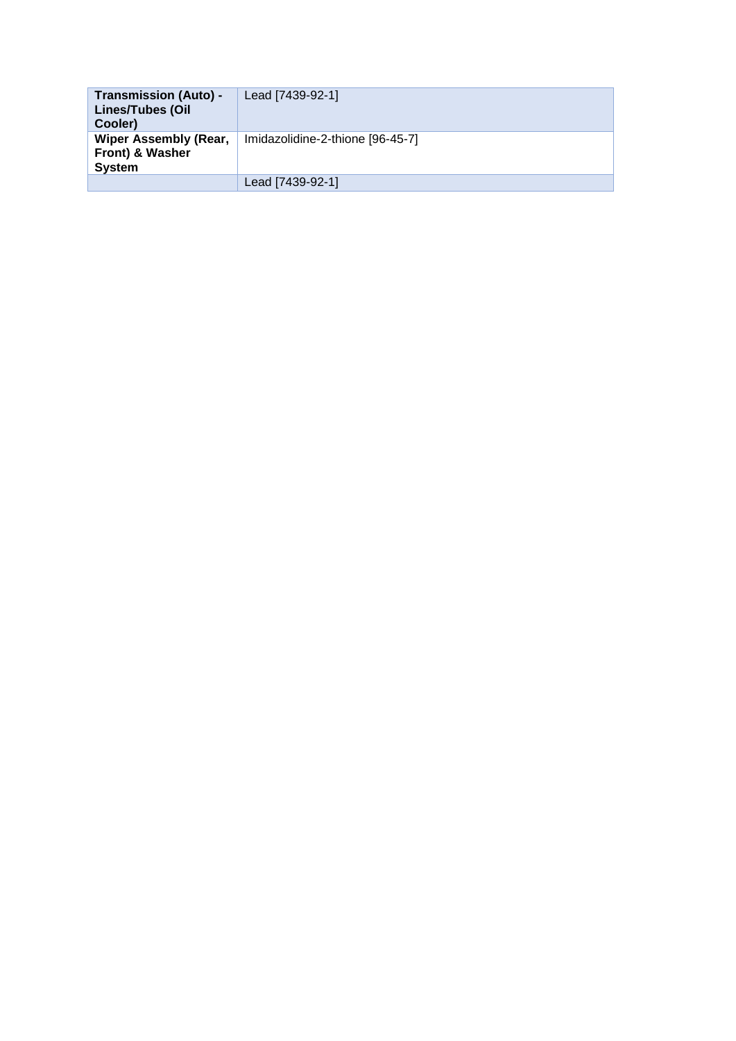| | |
|---|---|
| **Transmission (Auto) - Lines/Tubes (Oil Cooler)** | Lead [7439-92-1] |
| **Wiper Assembly (Rear, Front) & Washer System** | Imidazolidine-2-thione [96-45-7] |
| | Lead [7439-92-1] |